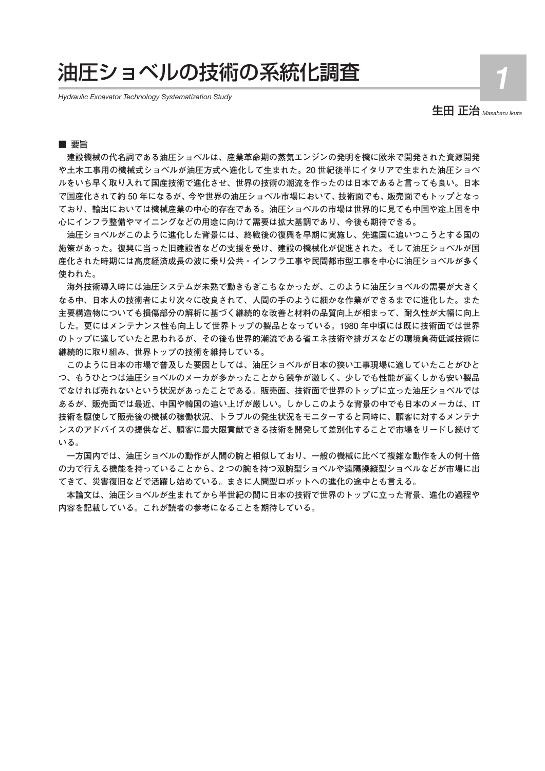# 油圧ショベルの技術の系統化調査

*Hydraulic Excavator Technology Systematization Study*

生田 正治 *Masaharu Ikuta*

■ 要旨

建設機械の代名詞である油圧ショベルは、産業革命期の蒸気エンジンの発明を機に欧米で開発された資源開発や土木工事用の機械式ショベルが油圧方式へ進化して生まれた。20 世紀後半にイタリアで生まれた油圧ショベルをいち早く取り入れて国産技術で進化させ、世界の技術の潮流を作ったのは日本であると言っても良い。日本で国産化されて約 50 年になるが、今や世界の油圧ショベル市場において、技術面でも、販売面でもトップとなっており、輸出においては機械産業の中心的存在である。油圧ショベルの市場は世界的に見ても中国や途上国を中心にインフラ整備やマイニングなどの用途に向けて需要は拡大基調であり、今後も期待できる。

油圧ショベルがこのように進化した背景には、終戦後の復興を早期に実施し、先進国に追いつこうとする国の施策があった。復興に当った旧建設省などの支援を受け、建設の機械化が促進された。そして油圧ショベルが国産化された時期には高度経済成長の波に乗り公共・インフラ工事や民間都市型工事を中心に油圧ショベルが多く使われた。

海外技術導入時には油圧システムが未熟で動きもぎこちなかったが、このように油圧ショベルの需要が大きくなる中、日本人の技術者により次々に改良されて、人間の手のように細かな作業ができるまでに進化した。また主要構造物についても損傷部分の解析に基づく継続的な改善と材料の品質向上が相まって、耐久性が大幅に向上した。更にはメンテナンス性も向上して世界トップの製品となっている。1980 年中頃には既に技術面では世界のトップに達していたと思われるが、その後も世界的潮流である省エネ技術や排ガスなどの環境負荷低減技術に継続的に取り組み、世界トップの技術を維持している。

このように日本の市場で普及した要因としては、油圧ショベルが日本の狭い工事現場に適していたことがひとつ、もうひとつは油圧ショベルのメーカが多かったことから競争が激しく、少しでも性能が高くしかも安い製品でなければ売れないという状況があったことである。販売面、技術面で世界のトップに立った油圧ショベルではあるが、販売面では最近、中国や韓国の追い上げが厳しい。しかしこのような背景の中でも日本のメーカは、IT 技術を駆使して販売後の機械の稼働状況、トラブルの発生状況をモニターすると同時に、顧客に対するメンテナンスのアドバイスの提供など、顧客に最大限貢献できる技術を開発して差別化することで市場をリードし続けている。

一方国内では、油圧ショベルの動作が人間の腕と相似しており、一般の機械に比べて複雑な動作を人の何十倍の力で行える機能を持っていることから、2 つの腕を持つ双腕型ショベルや遠隔操縦型ショベルなどが市場に出てきて、災害復旧などで活躍し始めている。まさに人間型ロボットへの進化の途中とも言える。

本論文は、油圧ショベルが生まれてから半世紀の間に日本の技術で世界のトップに立った背景、進化の過程や内容を記載している。これが読者の参考になることを期待している。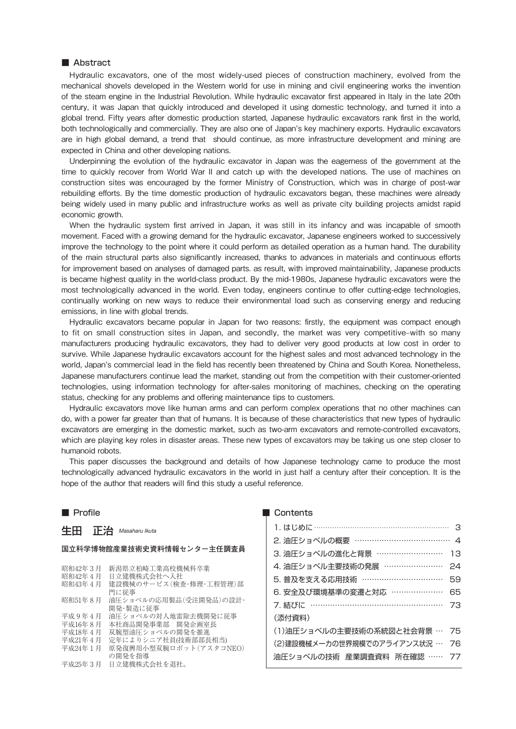## ■ Abstract

Hydraulic excavators, one of the most widely-used pieces of construction machinery, evolved from the mechanical shovels developed in the Western world for use in mining and civil engineering works the invention of the steam engine in the Industrial Revolution. While hydraulic excavator first appeared in Italy in the late 20th century, it was Japan that quickly introduced and developed it using domestic technology, and turned it into a global trend. Fifty years after domestic production started, Japanese hydraulic excavators rank first in the world, both technologically and commercially. They are also one of Japan's key machinery exports. Hydraulic excavators are in high global demand, a trend that should continue, as more infrastructure development and mining are expected in China and other developing nations.

Underpinning the evolution of the hydraulic excavator in Japan was the eagerness of the government at the time to quickly recover from World War II and catch up with the developed nations. The use of machines on construction sites was encouraged by the former Ministry of Construction, which was in charge of post-war rebuilding efforts. By the time domestic production of hydraulic excavators began, these machines were already being widely used in many public and infrastructure works as well as private city building projects amidst rapid economic growth.

When the hydraulic system first arrived in Japan, it was still in its infancy and was incapable of smooth movement. Faced with a growing demand for the hydraulic excavator, Japanese engineers worked to successively improve the technology to the point where it could perform as detailed operation as a human hand. The durability of the main structural parts also significantly increased, thanks to advances in materials and continuous efforts for improvement based on analyses of damaged parts. as result, with improved maintainability, Japanese products is became highest quality in the world-class product. By the mid-1980s, Japanese hydraulic excavators were the most technologically advanced in the world. Even today, engineers continue to offer cutting-edge technologies, continually working on new ways to reduce their environmental load such as conserving energy and reducing emissions, in line with global trends.

Hydraulic excavators became popular in Japan for two reasons: firstly, the equipment was compact enough to fit on small construction sites in Japan, and secondly, the market was very competitive–with so many manufacturers producing hydraulic excavators, they had to deliver very good products at low cost in order to survive. While Japanese hydraulic excavators account for the highest sales and most advanced technology in the world, Japan's commercial lead in the field has recently been threatened by China and South Korea. Nonetheless, Japanese manufacturers continue lead the market, standing out from the competition with their customer-oriented technologies, using information technology for after-sales monitoring of machines, checking on the operating status, checking for any problems and offering maintenance tips to customers.

Hydraulic excavators move like human arms and can perform complex operations that no other machines can do, with a power far greater than that of humans. It is because of these characteristics that new types of hydraulic excavators are emerging in the domestic market, such as two-arm excavators and remote-controlled excavators, which are playing key roles in disaster areas. These new types of excavators may be taking us one step closer to humanoid robots.

This paper discusses the background and details of how Japanese technology came to produce the most technologically advanced hydraulic excavators in the world in just half a century after their conception. It is the hope of the author that readers will find this study a useful reference.

## ■ Profile

### 生田　正治 *Masaharu Ikuta*

**国立科学博物館産業技術史資料情報センター主任調査員**

| | |
|---|---|
| 昭和42年3月 | 新潟県立柏崎工業高校機械科卒業 |
| 昭和42年4月 | 日立建機株式会社へ入社 |
| 昭和43年4月 | 建設機械のサービス（検査･修理･工程管理）部門に従事 |
| 昭和51年8月 | 油圧ショベルの応用製品（受注開発品）の設計･開発･製造に従事 |
| 平成9年4月 | 油圧ショベルの対人地雷除去機開発に従事 |
| 平成16年8月 | 本社商品開発事業部　開発企画室長 |
| 平成18年4月 | 双腕型油圧ショベルの開発を推進 |
| 平成21年4月 | 定年によりシニア社員(技術部部長相当) |
| 平成24年1月 | 原発復興用小型双腕ロボット（アスタコNEO）の開発を指導 |
| 平成25年3月 | 日立建機株式会社を退社。 |

## ■ Contents

| | |
|---|---|
| 1. はじめに | 3 |
| 2. 油圧ショベルの概要 | 4 |
| 3. 油圧ショベルの進化と背景 | 13 |
| 4. 油圧ショベル主要技術の発展 | 24 |
| 5. 普及を支える応用技術 | 59 |
| 6. 安全及び環境基準の変遷と対応 | 65 |
| 7. 結びに | 73 |
| (添付資料) | |
| (1)油圧ショベルの主要技術の系統図と社会背景 | 75 |
| (2)建設機械メーカの世界規模でのアライアンス状況 | 76 |
| 油圧ショベルの技術　産業調査資料　所在確認 | 77 |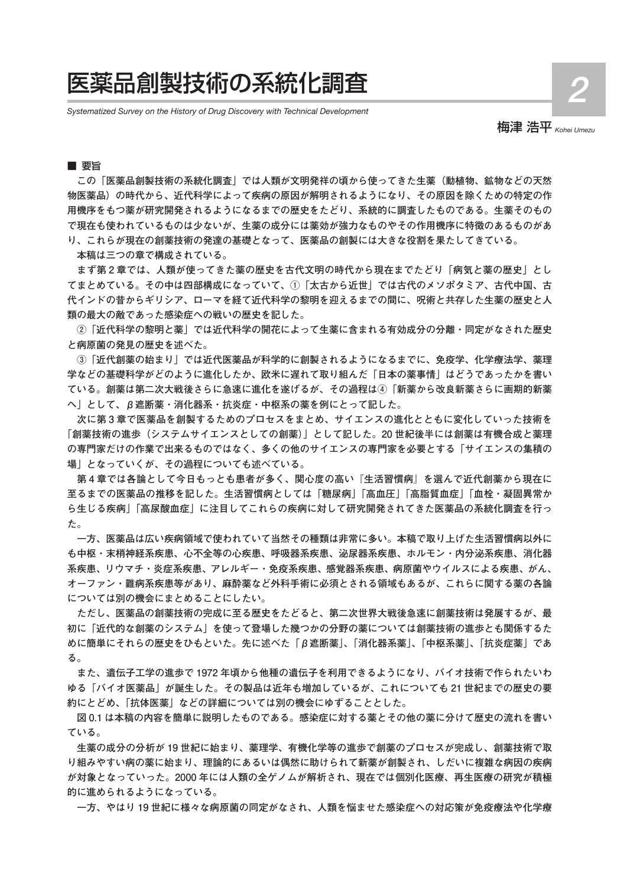# 医薬品創製技術の系統化調査

*Systematized Survey on the History of Drug Discovery with Technical Development*

**梅津 浩平** *Kohei Umezu*

■ 要旨

この「医薬品創製技術の系統化調査」では人類が文明発祥の頃から使ってきた生薬（動植物、鉱物などの天然物医薬品）の時代から、近代科学によって疾病の原因が解明されるようになり、その原因を除くための特定の作用機序をもつ薬が研究開発されるようになるまでの歴史をたどり、系統的に調査したものである。生薬そのもので現在も使われているものは少ないが、生薬の成分には薬効が強力なものやその作用機序に特徴のあるものがあり、これらが現在の創薬技術の発達の基礎となって、医薬品の創製には大きな役割を果たしてきている。

本稿は三つの章で構成されている。

まず第2章では、人類が使ってきた薬の歴史を古代文明の時代から現在までたどり「病気と薬の歴史」としてまとめている。その中は四部構成になっていて、①「太古から近世」では古代のメソポタミア、古代中国、古代インドの昔からギリシア、ローマを経て近代科学の黎明を迎えるまでの間に、呪術と共存した生薬の歴史と人類の最大の敵であった感染症への戦いの歴史を記した。

②「近代科学の黎明と薬」では近代科学の開花によって生薬に含まれる有効成分の分離・同定がなされた歴史と病原菌の発見の歴史を述べた。

③「近代創薬の始まり」では近代医薬品が科学的に創製されるようになるまでに、免疫学、化学療法学、薬理学などの基礎科学がどのように進化したか、欧米に遅れて取り組んだ「日本の薬事情」はどうであったかを書いている。創薬は第二次大戦後さらに急速に進化を遂げるが、その過程は④「新薬から改良新薬さらに画期的新薬へ」として、β遮断薬・消化器系・抗炎症・中枢系の薬を例にとって記した。

次に第3章で医薬品を創製するためのプロセスをまとめ、サイエンスの進化とともに変化していった技術を「創薬技術の進歩（システムサイエンスとしての創薬）」として記した。20世紀後半には創薬は有機合成と薬理の専門家だけの作業で出来るものではなく、多くの他のサイエンスの専門家を必要とする「サイエンスの集積の場」となっていくが、その過程についても述べている。

第4章では各論として今日もっとも患者が多く、関心度の高い『生活習慣病』を選んで近代創薬から現在に至るまでの医薬品の推移を記した。生活習慣病としては「糖尿病」「高血圧」「高脂質血症」「血栓・凝固異常から生じる疾病」「高尿酸血症」に注目してこれらの疾病に対して研究開発されてきた医薬品の系統化調査を行った。

一方、医薬品は広い疾病領域で使われていて当然その種類は非常に多い。本稿で取り上げた生活習慣病以外にも中枢・末梢神経系疾患、心不全等の心疾患、呼吸器系疾患、泌尿器系疾患、ホルモン・内分泌系疾患、消化器系疾患、リウマチ・炎症系疾患、アレルギー・免疫系疾患、感覚器系疾患、病原菌やウイルスによる疾患、がん、オーファン・難病系疾患等があり、麻酔薬など外科手術に必須とされる領域もあるが、これらに関する薬の各論については別の機会にまとめることにしたい。

ただし、医薬品の創薬技術の完成に至る歴史をたどると、第二次世界大戦後急速に創薬技術は発展するが、最初に「近代的な創薬のシステム」を使って登場した幾つかの分野の薬については創薬技術の進歩とも関係するために簡単にそれらの歴史をひもといた。先に述べた「β遮断薬」、「消化器系薬」、「中枢系薬」、「抗炎症薬」である。

また、遺伝子工学の進歩で1972年頃から他種の遺伝子を利用できるようになり、バイオ技術で作られたいわゆる「バイオ医薬品」が誕生した。その製品は近年も増加しているが、これについても21世紀までの歴史の要約にとどめ、「抗体医薬」などの詳細については別の機会にゆずることとした。

図0.1は本稿の内容を簡単に説明したものである。感染症に対する薬とその他の薬に分けて歴史の流れを書いている。

生薬の成分の分析が19世紀に始まり、薬理学、有機化学等の進歩で創薬のプロセスが完成し、創薬技術で取り組みやすい病の薬に始まり、理論的にあるいは偶然に助けられて新薬が創製され、しだいに複雑な病因の疾病が対象となっていった。2000年には人類の全ゲノムが解析され、現在では個別化医療、再生医療の研究が積極的に進められるようになっている。

一方、やはり19世紀に様々な病原菌の同定がなされ、人類を悩ませた感染症への対応策が免疫療法や化学療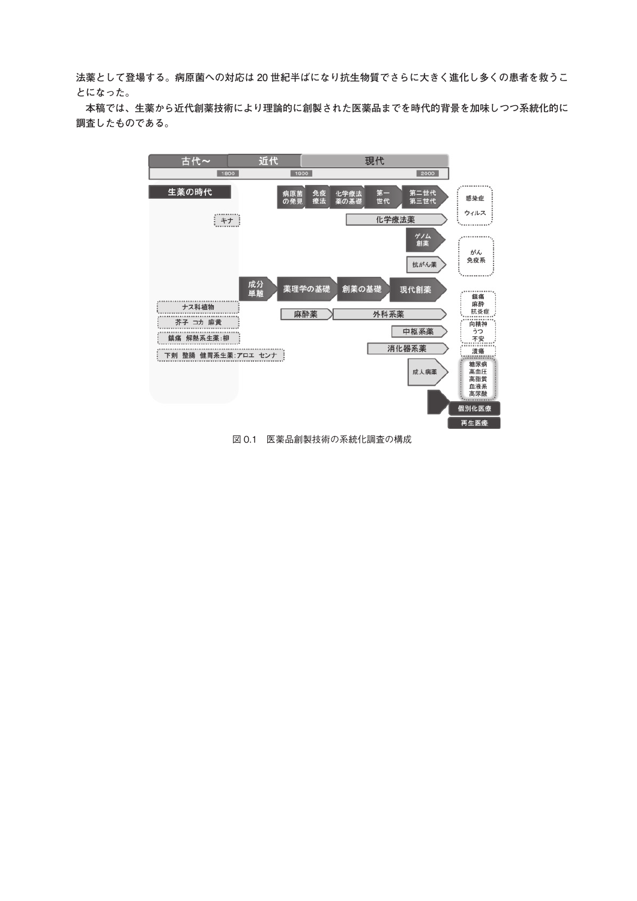法薬として登場する。病原菌への対応は 20 世紀半ばになり抗生物質でさらに大きく進化し多くの患者を救うことになった。

本稿では、生薬から近代創薬技術により理論的に創製された医薬品までを時代的背景を加味しつつ系統化的に調査したものである。

図 0.1　医薬品創製技術の系統化調査の構成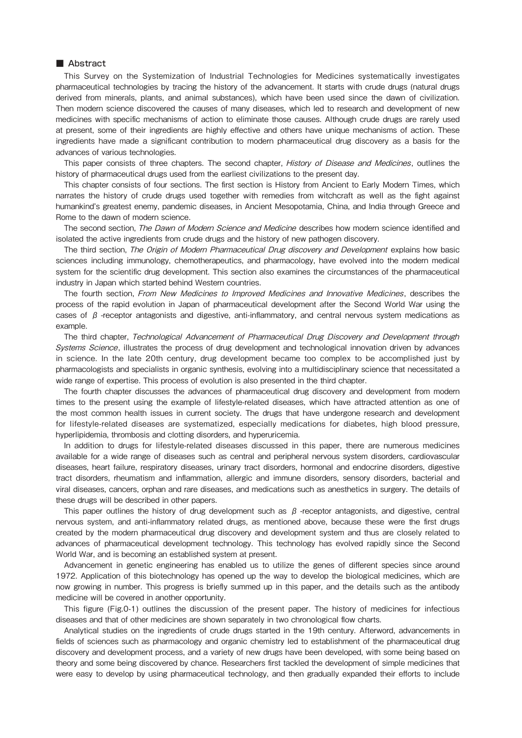## ■ Abstract

This Survey on the Systemization of Industrial Technologies for Medicines systematically investigates pharmaceutical technologies by tracing the history of the advancement. It starts with crude drugs (natural drugs derived from minerals, plants, and animal substances), which have been used since the dawn of civilization. Then modern science discovered the causes of many diseases, which led to research and development of new medicines with specific mechanisms of action to eliminate those causes. Although crude drugs are rarely used at present, some of their ingredients are highly effective and others have unique mechanisms of action. These ingredients have made a significant contribution to modern pharmaceutical drug discovery as a basis for the advances of various technologies.

This paper consists of three chapters. The second chapter, *History of Disease and Medicines*, outlines the history of pharmaceutical drugs used from the earliest civilizations to the present day.

This chapter consists of four sections. The first section is History from Ancient to Early Modern Times, which narrates the history of crude drugs used together with remedies from witchcraft as well as the fight against humankind's greatest enemy, pandemic diseases, in Ancient Mesopotamia, China, and India through Greece and Rome to the dawn of modern science.

The second section, *The Dawn of Modern Science and Medicine* describes how modern science identified and isolated the active ingredients from crude drugs and the history of new pathogen discovery.

The third section, *The Origin of Modern Pharmaceutical Drug discovery and Development* explains how basic sciences including immunology, chemotherapeutics, and pharmacology, have evolved into the modern medical system for the scientific drug development. This section also examines the circumstances of the pharmaceutical industry in Japan which started behind Western countries.

The fourth section, *From New Medicines to Improved Medicines and Innovative Medicines*, describes the process of the rapid evolution in Japan of pharmaceutical development after the Second World War using the cases of $\beta$ -receptor antagonists and digestive, anti-inflammatory, and central nervous system medications as example.

The third chapter, *Technological Advancement of Pharmaceutical Drug Discovery and Development through Systems Science*, illustrates the process of drug development and technological innovation driven by advances in science. In the late 20th century, drug development became too complex to be accomplished just by pharmacologists and specialists in organic synthesis, evolving into a multidisciplinary science that necessitated a wide range of expertise. This process of evolution is also presented in the third chapter.

The fourth chapter discusses the advances of pharmaceutical drug discovery and development from modern times to the present using the example of lifestyle-related diseases, which have attracted attention as one of the most common health issues in current society. The drugs that have undergone research and development for lifestyle-related diseases are systematized, especially medications for diabetes, high blood pressure, hyperlipidemia, thrombosis and clotting disorders, and hyperuricemia.

In addition to drugs for lifestyle-related diseases discussed in this paper, there are numerous medicines available for a wide range of diseases such as central and peripheral nervous system disorders, cardiovascular diseases, heart failure, respiratory diseases, urinary tract disorders, hormonal and endocrine disorders, digestive tract disorders, rheumatism and inflammation, allergic and immune disorders, sensory disorders, bacterial and viral diseases, cancers, orphan and rare diseases, and medications such as anesthetics in surgery. The details of these drugs will be described in other papers.

This paper outlines the history of drug development such as $\beta$ -receptor antagonists, and digestive, central nervous system, and anti-inflammatory related drugs, as mentioned above, because these were the first drugs created by the modern pharmaceutical drug discovery and development system and thus are closely related to advances of pharmaceutical development technology. This technology has evolved rapidly since the Second World War, and is becoming an established system at present.

Advancement in genetic engineering has enabled us to utilize the genes of different species since around 1972. Application of this biotechnology has opened up the way to develop the biological medicines, which are now growing in number. This progress is briefly summed up in this paper, and the details such as the antibody medicine will be covered in another opportunity.

This figure (Fig.0-1) outlines the discussion of the present paper. The history of medicines for infectious diseases and that of other medicines are shown separately in two chronological flow charts.

Analytical studies on the ingredients of crude drugs started in the 19th century. Afterword, advancements in fields of sciences such as pharmacology and organic chemistry led to establishment of the pharmaceutical drug discovery and development process, and a variety of new drugs have been developed, with some being based on theory and some being discovered by chance. Researchers first tackled the development of simple medicines that were easy to develop by using pharmaceutical technology, and then gradually expanded their efforts to include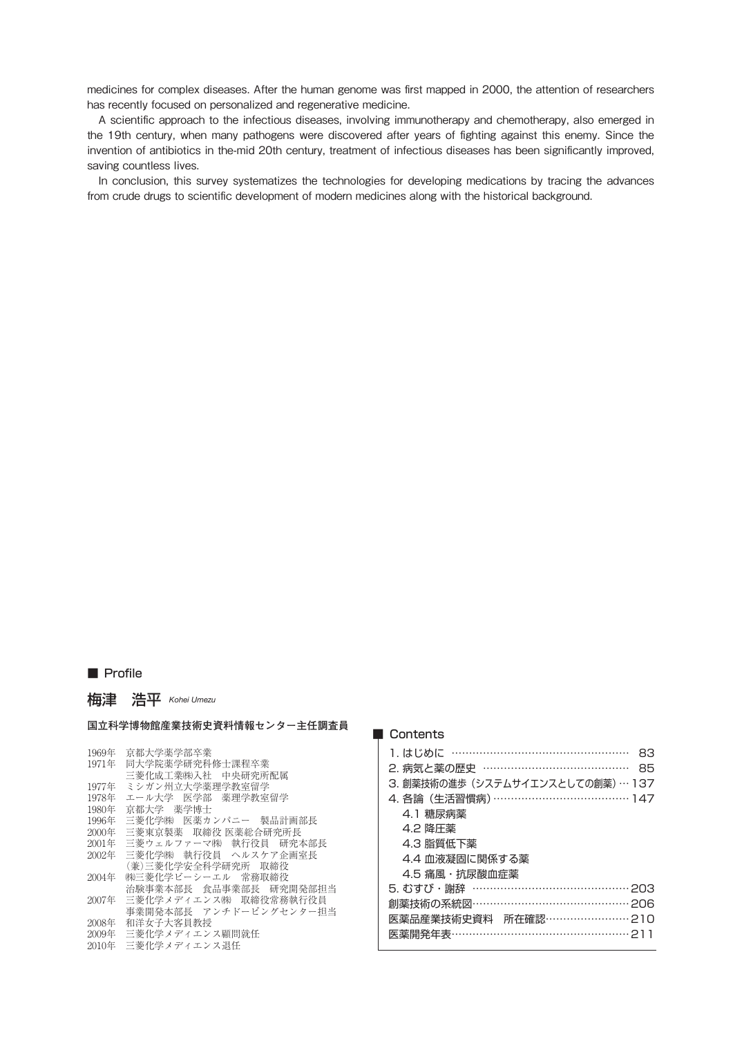medicines for complex diseases. After the human genome was first mapped in 2000, the attention of researchers has recently focused on personalized and regenerative medicine.

A scientific approach to the infectious diseases, involving immunotherapy and chemotherapy, also emerged in the 19th century, when many pathogens were discovered after years of fighting against this enemy. Since the invention of antibiotics in the-mid 20th century, treatment of infectious diseases has been significantly improved, saving countless lives.

In conclusion, this survey systematizes the technologies for developing medications by tracing the advances from crude drugs to scientific development of modern medicines along with the historical background.

## ■ Profile

### 梅津　浩平 *Kohei Umezu*

**国立科学博物館産業技術史資料情報センター主任調査員**

1969年　京都大学薬学部卒業
1971年　同大学院薬学研究科修士課程卒業
　　　　三菱化成工業㈱入社　中央研究所配属
1977年　ミシガン州立大学薬理学教室留学
1978年　エール大学　医学部　薬理学教室留学
1980年　京都大学　薬学博士
1996年　三菱化学㈱　医薬カンパニー　製品計画部長
2000年　三菱東京製薬　取締役 医薬総合研究所長
2001年　三菱ウェルファーマ㈱　執行役員　研究本部長
2002年　三菱化学㈱　執行役員　ヘルスケア企画室長
　　　　（兼）三菱化学安全科学研究所　取締役
2004年　㈱三菱化学ビーシーエル　常務取締役
　　　　治験事業本部長　食品事業部長　研究開発部担当
2007年　三菱化学メディエンス㈱　取締役常務執行役員
　　　　事業開発本部長　アンチドーピングセンター担当
2008年　和洋女子大客員教授
2009年　三菱化学メディエンス顧問就任
2010年　三菱化学メディエンス退任

## ■ Contents

1. はじめに …… 83
2. 病気と薬の歴史 …… 85
3. 創薬技術の進歩（システムサイエンスとしての創薬）… 137
4. 各論（生活習慣病）…… 147
   - 4.1 糖尿病薬
   - 4.2 降圧薬
   - 4.3 脂質低下薬
   - 4.4 血液凝固に関係する薬
   - 4.5 痛風・抗尿酸血症薬
5. むすび・謝辞 …… 203

創薬技術の系統図…… 206
医薬品産業技術史資料　所在確認…… 210
医薬開発年表…… 211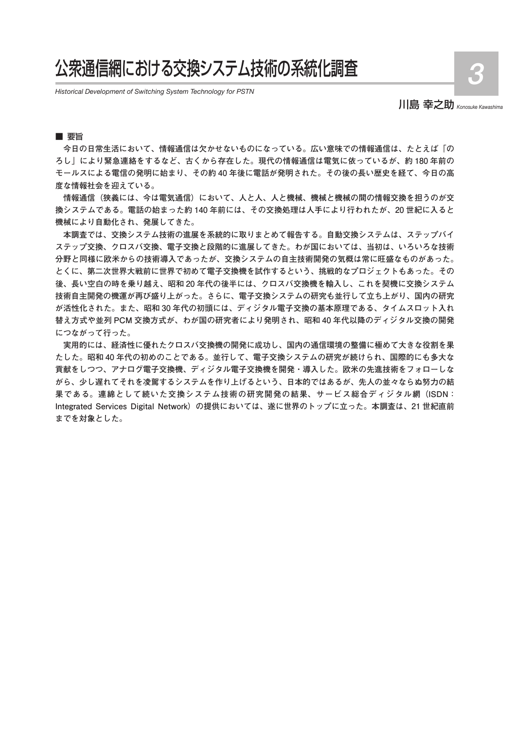# 公衆通信網における交換システム技術の系統化調査

*Historical Development of Switching System Technology for PSTN*

川島 幸之助 *Konosuke Kawashima*

3

■ 要旨

今日の日常生活において、情報通信は欠かせないものになっている。広い意味での情報通信は、たとえば「のろし」により緊急連絡をするなど、古くから存在した。現代の情報通信は電気に依っているが、約 180 年前のモールスによる電信の発明に始まり、その約 40 年後に電話が発明された。その後の長い歴史を経て、今日の高度な情報社会を迎えている。

情報通信（狭義には、今は電気通信）において、人と人、人と機械、機械と機械の間の情報交換を担うのが交換システムである。電話の始まった約 140 年前には、その交換処理は人手により行われたが、20 世紀に入ると機械により自動化され、発展してきた。

本調査では、交換システム技術の進展を系統的に取りまとめて報告する。自動交換システムは、ステップバイステップ交換、クロスバ交換、電子交換と段階的に進展してきた。わが国においては、当初は、いろいろな技術分野と同様に欧米からの技術導入であったが、交換システムの自主技術開発の気概は常に旺盛なものがあった。とくに、第二次世界大戦前に世界で初めて電子交換機を試作するという、挑戦的なプロジェクトもあった。その後、長い空白の時を乗り越え、昭和 20 年代の後半には、クロスバ交換機を輸入し、これを契機に交換システム技術自主開発の機運が再び盛り上がった。さらに、電子交換システムの研究も並行して立ち上がり、国内の研究が活性化された。また、昭和 30 年代の初頭には、ディジタル電子交換の基本原理である、タイムスロット入れ替え方式や並列 PCM 交換方式が、わが国の研究者により発明され、昭和 40 年代以降のディジタル交換の開発につながって行った。

実用的には、経済性に優れたクロスバ交換機の開発に成功し、国内の通信環境の整備に極めて大きな役割を果たした。昭和 40 年代の初めのことである。並行して、電子交換システムの研究が続けられ、国際的にも多大な貢献をしつつ、アナログ電子交換機、ディジタル電子交換機を開発・導入した。欧米の先進技術をフォローしながら、少し遅れてそれを凌駕するシステムを作り上げるという、日本的ではあるが、先人の並々ならぬ努力の結果である。連綿として続いた交換システム技術の研究開発の結果、サービス総合ディジタル網（ISDN：Integrated Services Digital Network）の提供においては、遂に世界のトップに立った。本調査は、21 世紀直前までを対象とした。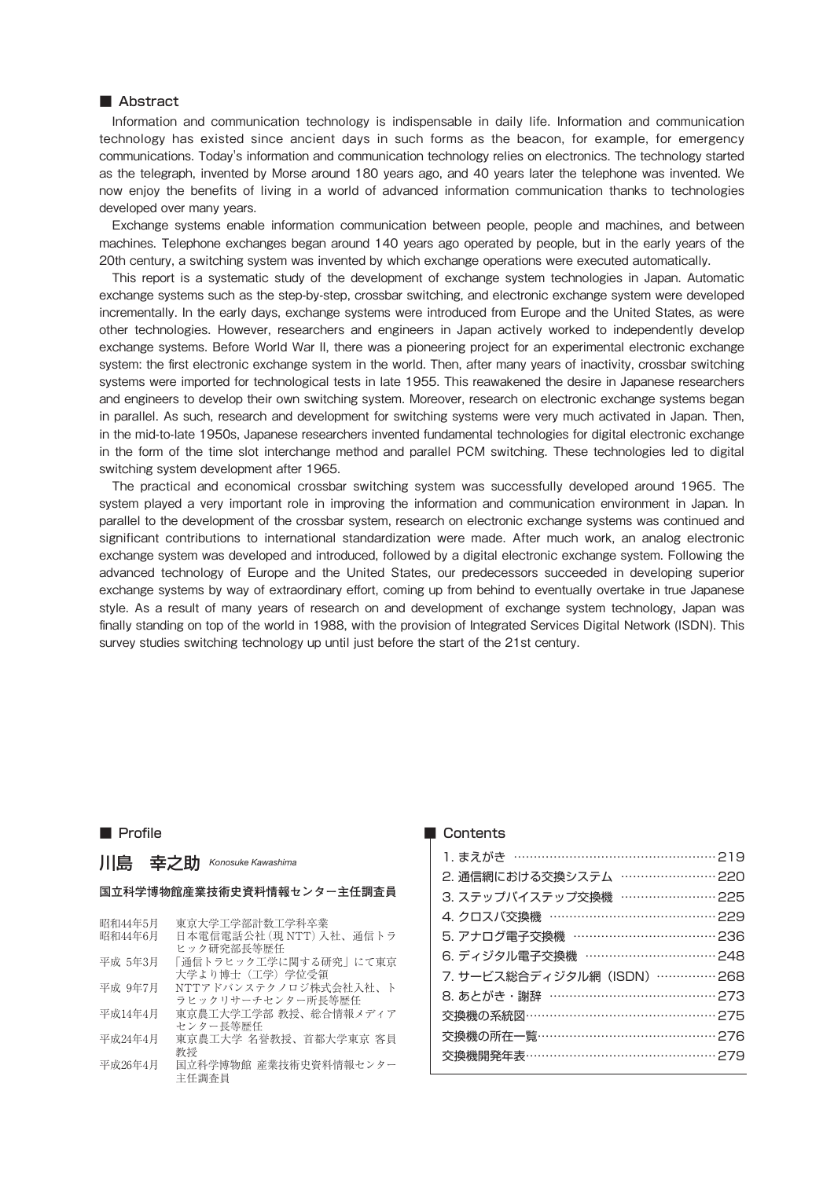## ■ Abstract

Information and communication technology is indispensable in daily life. Information and communication technology has existed since ancient days in such forms as the beacon, for example, for emergency communications. Today's information and communication technology relies on electronics. The technology started as the telegraph, invented by Morse around 180 years ago, and 40 years later the telephone was invented. We now enjoy the benefits of living in a world of advanced information communication thanks to technologies developed over many years.

Exchange systems enable information communication between people, people and machines, and between machines. Telephone exchanges began around 140 years ago operated by people, but in the early years of the 20th century, a switching system was invented by which exchange operations were executed automatically.

This report is a systematic study of the development of exchange system technologies in Japan. Automatic exchange systems such as the step-by-step, crossbar switching, and electronic exchange system were developed incrementally. In the early days, exchange systems were introduced from Europe and the United States, as were other technologies. However, researchers and engineers in Japan actively worked to independently develop exchange systems. Before World War II, there was a pioneering project for an experimental electronic exchange system: the first electronic exchange system in the world. Then, after many years of inactivity, crossbar switching systems were imported for technological tests in late 1955. This reawakened the desire in Japanese researchers and engineers to develop their own switching system. Moreover, research on electronic exchange systems began in parallel. As such, research and development for switching systems were very much activated in Japan. Then, in the mid-to-late 1950s, Japanese researchers invented fundamental technologies for digital electronic exchange in the form of the time slot interchange method and parallel PCM switching. These technologies led to digital switching system development after 1965.

The practical and economical crossbar switching system was successfully developed around 1965. The system played a very important role in improving the information and communication environment in Japan. In parallel to the development of the crossbar system, research on electronic exchange systems was continued and significant contributions to international standardization were made. After much work, an analog electronic exchange system was developed and introduced, followed by a digital electronic exchange system. Following the advanced technology of Europe and the United States, our predecessors succeeded in developing superior exchange systems by way of extraordinary effort, coming up from behind to eventually overtake in true Japanese style. As a result of many years of research on and development of exchange system technology, Japan was finally standing on top of the world in 1988, with the provision of Integrated Services Digital Network (ISDN). This survey studies switching technology up until just before the start of the 21st century.

## ■ Profile

### 川島　幸之助 *Konosuke Kawashima*

**国立科学博物館産業技術史資料情報センター主任調査員**

| | |
|---|---|
| 昭和44年5月 | 東京大学工学部計数工学科卒業 |
| 昭和44年6月 | 日本電信電話公社（現 NTT）入社、通信トラヒック研究部長等歴任 |
| 平成 5年3月 | 「通信トラヒック工学に関する研究」にて東京大学より博士（工学）学位受領 |
| 平成 9年7月 | NTTアドバンステクノロジ株式会社入社、トラヒックリサーチセンター所長等歴任 |
| 平成14年4月 | 東京農工大学工学部 教授、総合情報メディアセンター長等歴任 |
| 平成24年4月 | 東京農工大学 名誉教授、首都大学東京 客員教授 |
| 平成26年4月 | 国立科学博物館 産業技術史資料情報センター主任調査員 |

## ■ Contents

1. まえがき ……219
2. 通信網における交換システム ……220
3. ステップバイステップ交換機 ……225
4. クロスバ交換機 ……229
5. アナログ電子交換機 ……236
6. ディジタル電子交換機 ……248
7. サービス総合ディジタル網（ISDN） ……268
8. あとがき・謝辞 ……273

交換機の系統図……275
交換機の所在一覧……276
交換機開発年表……279